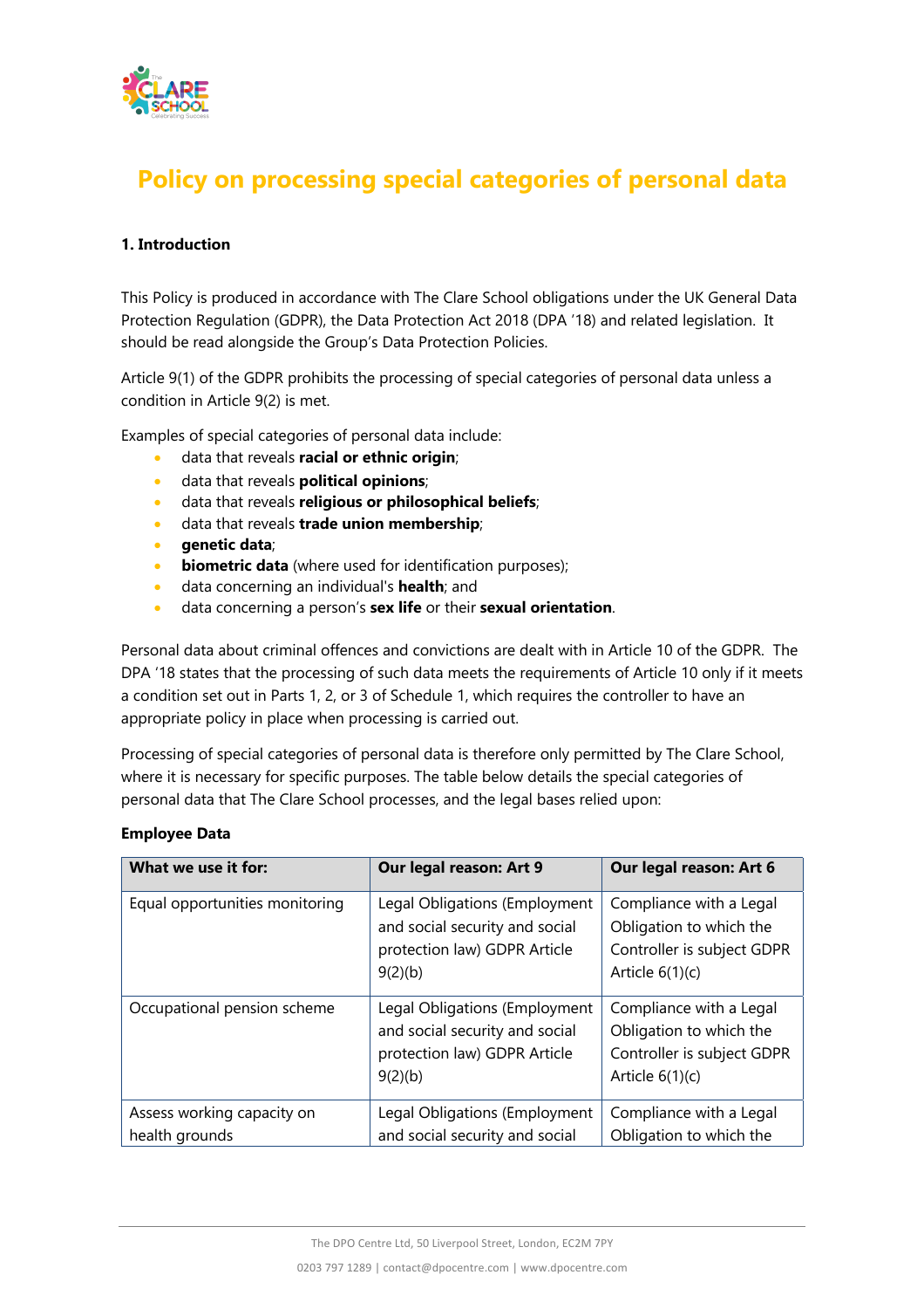# Policy on processing special categories of personal data

**1. Introduction**

This Policy is produced in accordance with The Clare School obligations under the UK General Data Protection Regulation (GDPR), the Data Protection Act 2018 (DPA '18) and related legislation. It should be read alongside the Group's Data Protection Policies.

Article 9(1) of the GDPR prohibits the processing of special categories of personal data unless a condition in Article 9(2) is met.

Examples of special categories of personal data include:

- data that reveals **racial or ethnic origin**;
- data that reveals **political opinions**;
- data that reveals **religious or philosophical beliefs**;
- data that reveals **trade union membership**;
- **genetic data**;
- **biometric data** (where used for identification purposes);
- data concerning an individual's **health**; and
- data concerning a person's **sex life** or their **sexual orientation**.

Personal data about criminal offences and convictions are dealt with in Article 10 of the GDPR. The DPA '18 states that the processing of such data meets the requirements of Article 10 only if it meets a condition set out in Parts 1, 2, or 3 of Schedule 1, which requires the controller to have an appropriate policy in place when processing is carried out.

Processing of special categories of personal data is therefore only permitted by The Clare School, where it is necessary for specific purposes. The table below details the special categories of personal data that The Clare School processes, and the legal bases relied upon:

**Employee Data**

| What we use it for: | Our legal reason: Art 9 | Our legal reason: Art 6 |
|---|---|---|
| Equal opportunities monitoring | Legal Obligations (Employment and social security and social protection law) GDPR Article 9(2)(b) | Compliance with a Legal Obligation to which the Controller is subject GDPR Article 6(1)(c) |
| Occupational pension scheme | Legal Obligations (Employment and social security and social protection law) GDPR Article 9(2)(b) | Compliance with a Legal Obligation to which the Controller is subject GDPR Article 6(1)(c) |
| Assess working capacity on health grounds | Legal Obligations (Employment and social security and social | Compliance with a Legal Obligation to which the |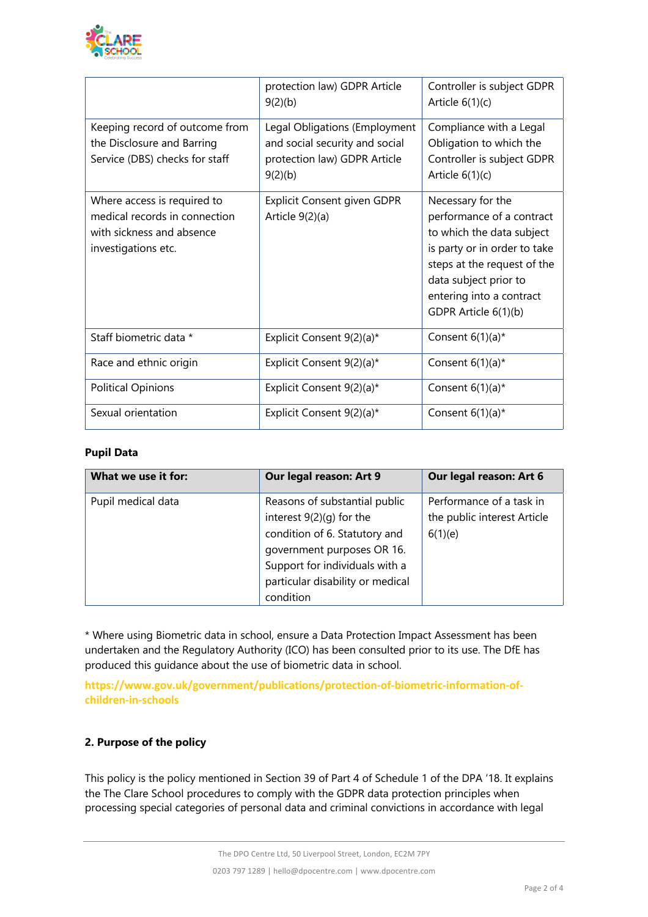| | | |
|---|---|---|
| | protection law) GDPR Article 9(2)(b) | Controller is subject GDPR Article 6(1)(c) |
| Keeping record of outcome from the Disclosure and Barring Service (DBS) checks for staff | Legal Obligations (Employment and social security and social protection law) GDPR Article 9(2)(b) | Compliance with a Legal Obligation to which the Controller is subject GDPR Article 6(1)(c) |
| Where access is required to medical records in connection with sickness and absence investigations etc. | Explicit Consent given GDPR Article 9(2)(a) | Necessary for the performance of a contract to which the data subject is party or in order to take steps at the request of the data subject prior to entering into a contract GDPR Article 6(1)(b) |
| Staff biometric data * | Explicit Consent 9(2)(a)* | Consent 6(1)(a)* |
| Race and ethnic origin | Explicit Consent 9(2)(a)* | Consent 6(1)(a)* |
| Political Opinions | Explicit Consent 9(2)(a)* | Consent 6(1)(a)* |
| Sexual orientation | Explicit Consent 9(2)(a)* | Consent 6(1)(a)* |

**Pupil Data**

| What we use it for: | Our legal reason: Art 9 | Our legal reason: Art 6 |
|---|---|---|
| Pupil medical data | Reasons of substantial public interest 9(2)(g) for the condition of 6. Statutory and government purposes OR 16. Support for individuals with a particular disability or medical condition | Performance of a task in the public interest Article 6(1)(e) |

* Where using Biometric data in school, ensure a Data Protection Impact Assessment has been undertaken and the Regulatory Authority (ICO) has been consulted prior to its use. The DfE has produced this guidance about the use of biometric data in school.

**https://www.gov.uk/government/publications/protection-of-biometric-information-of-children-in-schools**

## 2. Purpose of the policy

This policy is the policy mentioned in Section 39 of Part 4 of Schedule 1 of the DPA '18. It explains the The Clare School procedures to comply with the GDPR data protection principles when processing special categories of personal data and criminal convictions in accordance with legal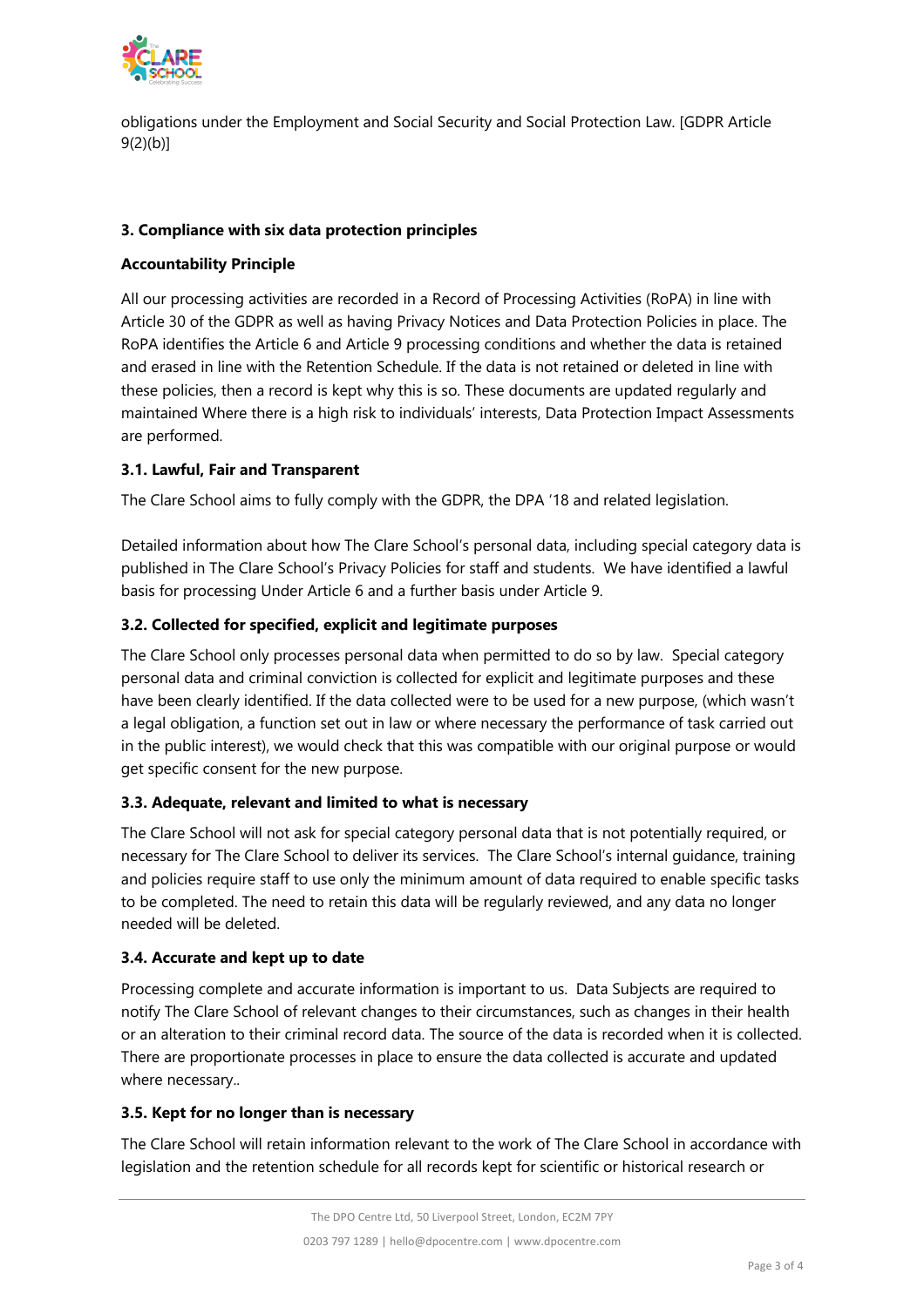obligations under the Employment and Social Security and Social Protection Law. [GDPR Article 9(2)(b)]

### 3. Compliance with six data protection principles

**Accountability Principle**

All our processing activities are recorded in a Record of Processing Activities (RoPA) in line with Article 30 of the GDPR as well as having Privacy Notices and Data Protection Policies in place. The RoPA identifies the Article 6 and Article 9 processing conditions and whether the data is retained and erased in line with the Retention Schedule. If the data is not retained or deleted in line with these policies, then a record is kept why this is so. These documents are updated regularly and maintained Where there is a high risk to individuals' interests, Data Protection Impact Assessments are performed.

#### 3.1. Lawful, Fair and Transparent

The Clare School aims to fully comply with the GDPR, the DPA '18 and related legislation.

Detailed information about how The Clare School's personal data, including special category data is published in The Clare School's Privacy Policies for staff and students. We have identified a lawful basis for processing Under Article 6 and a further basis under Article 9.

#### 3.2. Collected for specified, explicit and legitimate purposes

The Clare School only processes personal data when permitted to do so by law. Special category personal data and criminal conviction is collected for explicit and legitimate purposes and these have been clearly identified. If the data collected were to be used for a new purpose, (which wasn't a legal obligation, a function set out in law or where necessary the performance of task carried out in the public interest), we would check that this was compatible with our original purpose or would get specific consent for the new purpose.

#### 3.3. Adequate, relevant and limited to what is necessary

The Clare School will not ask for special category personal data that is not potentially required, or necessary for The Clare School to deliver its services. The Clare School's internal guidance, training and policies require staff to use only the minimum amount of data required to enable specific tasks to be completed. The need to retain this data will be regularly reviewed, and any data no longer needed will be deleted.

#### 3.4. Accurate and kept up to date

Processing complete and accurate information is important to us. Data Subjects are required to notify The Clare School of relevant changes to their circumstances, such as changes in their health or an alteration to their criminal record data. The source of the data is recorded when it is collected. There are proportionate processes in place to ensure the data collected is accurate and updated where necessary..

#### 3.5. Kept for no longer than is necessary

The Clare School will retain information relevant to the work of The Clare School in accordance with legislation and the retention schedule for all records kept for scientific or historical research or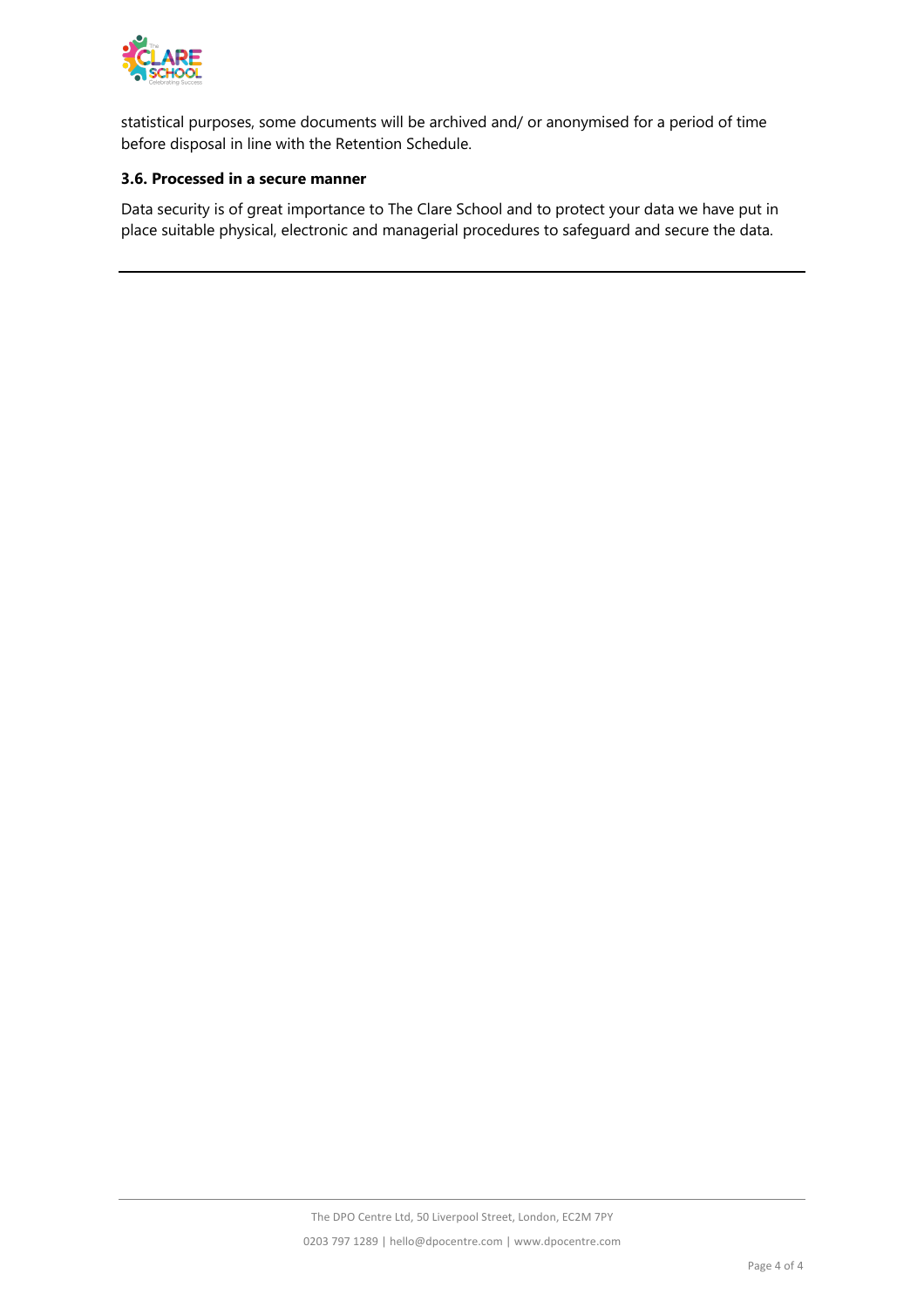statistical purposes, some documents will be archived and/ or anonymised for a period of time before disposal in line with the Retention Schedule.

### 3.6. Processed in a secure manner

Data security is of great importance to The Clare School and to protect your data we have put in place suitable physical, electronic and managerial procedures to safeguard and secure the data.

---